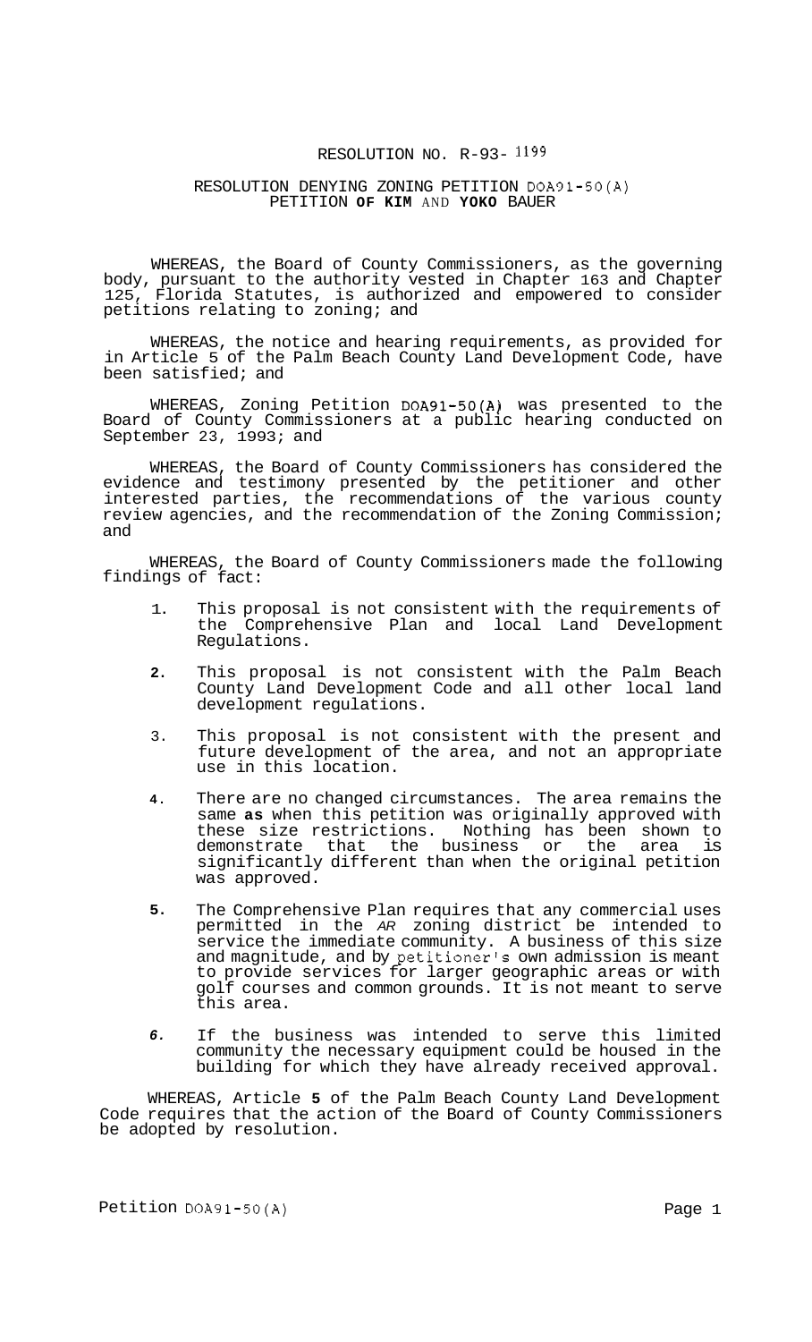# RESOLUTION NO. R-93- 1199

## RESOLUTION DENYING ZONING PETITION DOA91-50(A) PETITION OF KIM AND YOKO BAUER

WHEREAS, the Board of County Commissioners, as the governing body, pursuant to the authority vested in Chapter 163 and Chapter 125, Florida Statutes, is authorized and empowered to consider petitions relating to zoning; and

WHEREAS, the notice and hearing requirements, as provided for in Article 5 of the Palm Beach County Land Development Code, have been satisfied; and

WHEREAS, Zoning Petition DOA91-50(A) was presented to the Board of County Commissioners at a public hearing conducted on September 23, 1993; and

WHEREAS, the Board of County Commissioners has considered the evidence and testimony presented by the petitioner and other interested parties, the recommendations of the various county review agencies, and the recommendation of the Zoning Commission; and

WHEREAS, the Board of County Commissioners made the following findings of fact:

1. This proposal is not consistent with the requirements of the Comprehensive Plan and local Land Development Regulations.
2. This proposal is not consistent with the Palm Beach County Land Development Code and all other local land development regulations.
3. This proposal is not consistent with the present and future development of the area, and not an appropriate use in this location.
4. There are no changed circumstances. The area remains the same as when this petition was originally approved with these size restrictions. Nothing has been shown to demonstrate that the business or the area is significantly different than when the original petition was approved.
5. The Comprehensive Plan requires that any commercial uses permitted in the AR zoning district be intended to service the immediate community. A business of this size and magnitude, and by petitioner's own admission is meant to provide services for larger geographic areas or with golf courses and common grounds. It is not meant to serve this area.
6. If the business was intended to serve this limited community the necessary equipment could be housed in the building for which they have already received approval.

WHEREAS, Article 5 of the Palm Beach County Land Development Code requires that the action of the Board of County Commissioners be adopted by resolution.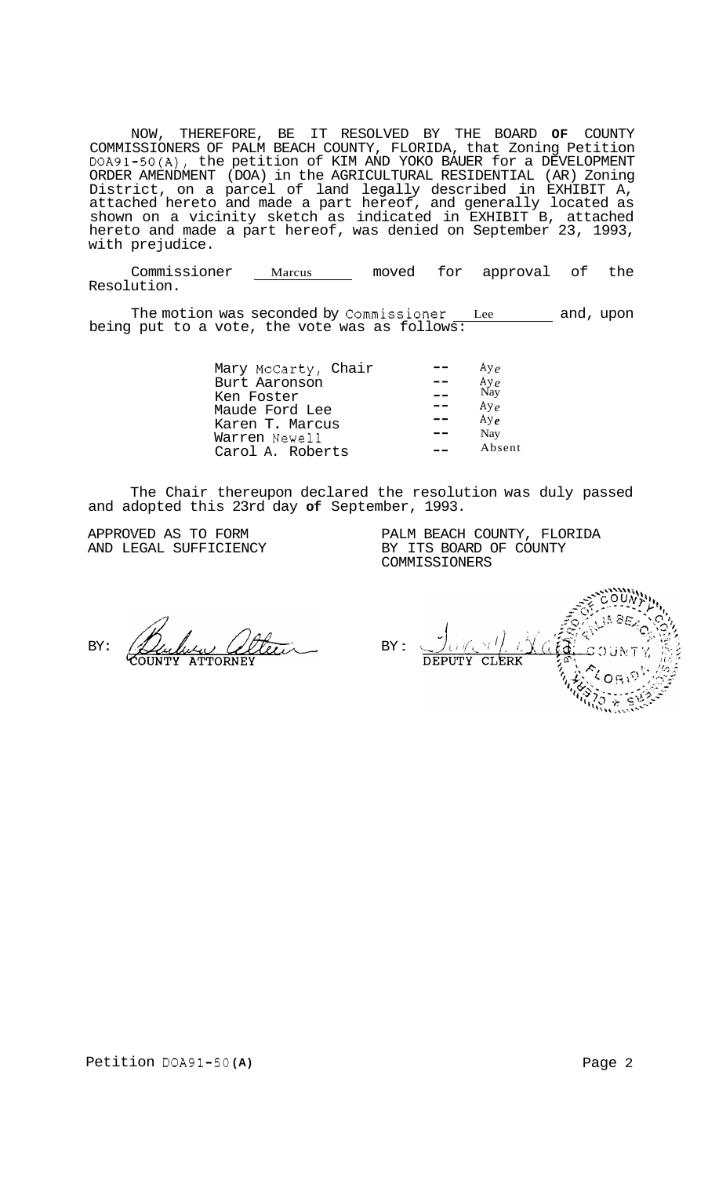NOW, THEREFORE, BE IT RESOLVED BY THE BOARD **OF** COUNTY COMMISSIONERS OF PALM BEACH COUNTY, FLORIDA, that Zoning Petition DOA91-50(A), the petition of KIM AND YOKO BAUER for a DEVELOPMENT ORDER AMENDMENT (DOA) in the AGRICULTURAL RESIDENTIAL (AR) Zoning District, on a parcel of land legally described in EXHIBIT A, attached hereto and made a part hereof, and generally located as shown on a vicinity sketch as indicated in EXHIBIT B, attached hereto and made a part hereof, was denied on September 23, 1993, with prejudice.

Commissioner Marcus moved for approval of the Resolution.

The motion was seconded by Commissioner Lee and, upon being put to a vote, the vote was as follows:

| | | |
|---|---|---|
| Mary McCarty, Chair | -- | Aye |
| Burt Aaronson | -- | Aye |
| Ken Foster | -- | Nay |
| Maude Ford Lee | -- | Aye |
| Karen T. Marcus | -- | Aye |
| Warren Newell | -- | Nay |
| Carol A. Roberts | -- | Absent |

The Chair thereupon declared the resolution was duly passed and adopted this 23rd day **of** September, 1993.

APPROVED AS TO FORM AND LEGAL SUFFICIENCY

BY: COUNTY ATTORNEY

PALM BEACH COUNTY, FLORIDA BY ITS BOARD OF COUNTY COMMISSIONERS

BY: DEPUTY CLERK

Petition DOA91-50**(A)**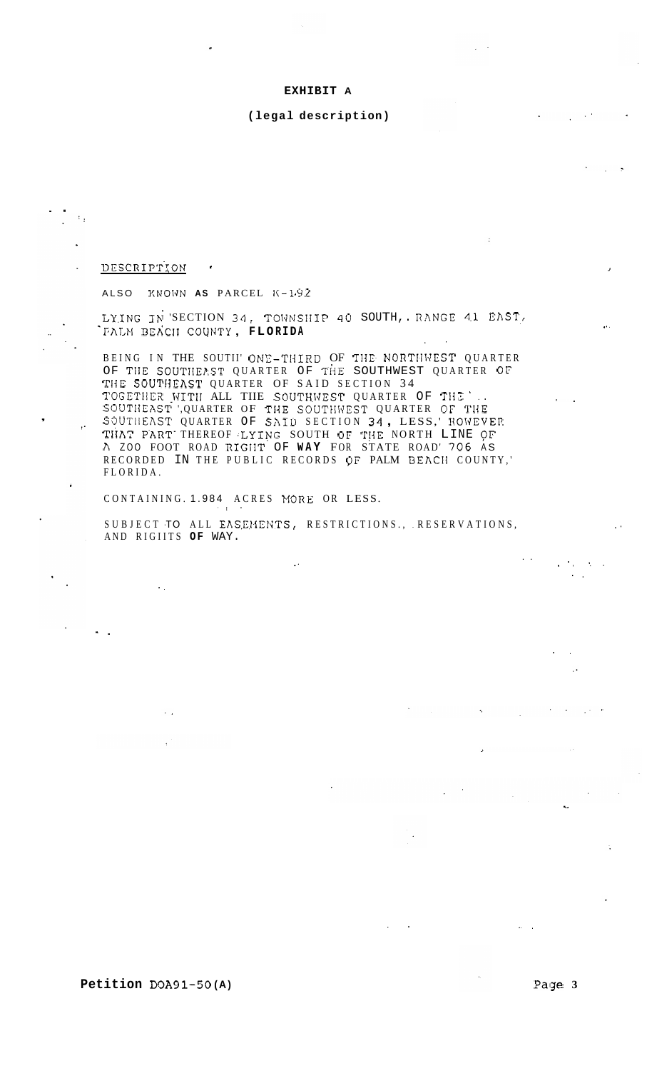# EXHIBIT A

## (legal description)

DESCRIPTION

ALSO KNOWN AS PARCEL K-1.92

LYING IN SECTION 34, TOWNSHIP 40 SOUTH, RANGE 41 EAST, PALM BEACH COUNTY, FLORIDA

BEING IN THE SOUTH ONE-THIRD OF THE NORTHWEST QUARTER OF THE SOUTHEAST QUARTER OF THE SOUTHWEST QUARTER OF THE SOUTHEAST QUARTER OF SAID SECTION 34 TOGETHER WITH ALL THE SOUTHWEST QUARTER OF THE SOUTHEAST QUARTER OF THE SOUTHWEST QUARTER OF THE SOUTHEAST QUARTER OF SAID SECTION 34, LESS, HOWEVER THAT PART THEREOF LYING SOUTH OF THE NORTH LINE OF A 200 FOOT ROAD RIGHT OF WAY FOR STATE ROAD 706 AS RECORDED IN THE PUBLIC RECORDS OF PALM BEACH COUNTY, FLORIDA.

CONTAINING 1.984 ACRES MORE OR LESS.

SUBJECT TO ALL EASEMENTS, RESTRICTIONS, RESERVATIONS, AND RIGHTS OF WAY.

**Petition** DOA91-50(A)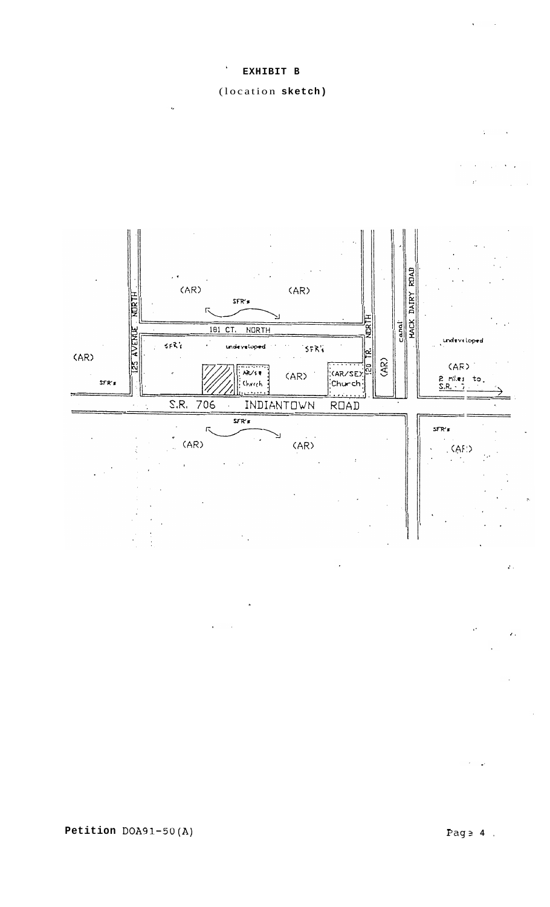# EXHIBIT B

(location sketch)

(AR)

(AR)

SFR's

181 CT. NORTH

125 AVENUE NORTH

120 TR. NORTH

canal

HACK DAIRY ROAD

SFR's

undeveloped

SFR's

undeveloped

(AR)

SFR's

AR/SE Church

(AR)

(AR/SE) Church

(AR)

(AR)

2 miles to S.R. 7

S.R. 706 INDIANTOWN ROAD

SFR's

(AR)

(AR)

SFR's

(AR)

**Petition** DOA91-50(A)